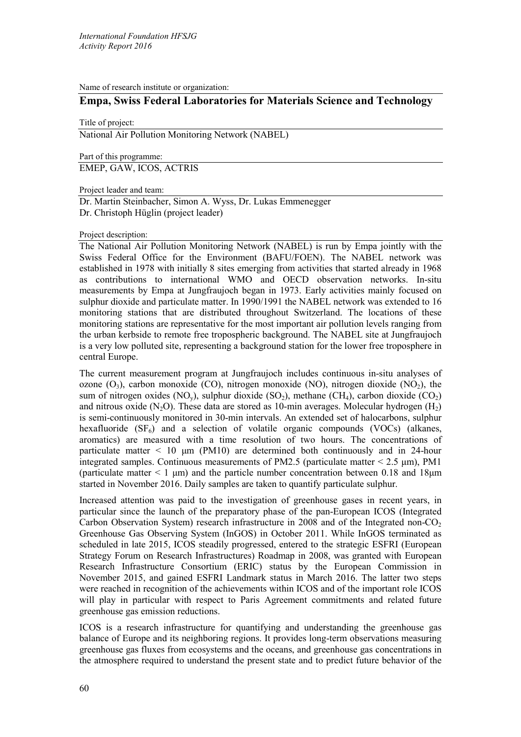Name of research institute or organization:

## Empa, Swiss Federal Laboratories for Materials Science and Technology

Title of project:

National Air Pollution Monitoring Network (NABEL)

Part of this programme:

EMEP, GAW, ICOS, ACTRIS

Project leader and team:

Dr. Martin Steinbacher, Simon A. Wyss, Dr. Lukas Emmenegger
Dr. Christoph Hüglin (project leader)

Project description:

The National Air Pollution Monitoring Network (NABEL) is run by Empa jointly with the Swiss Federal Office for the Environment (BAFU/FOEN). The NABEL network was established in 1978 with initially 8 sites emerging from activities that started already in 1968 as contributions to international WMO and OECD observation networks. In-situ measurements by Empa at Jungfraujoch began in 1973. Early activities mainly focused on sulphur dioxide and particulate matter. In 1990/1991 the NABEL network was extended to 16 monitoring stations that are distributed throughout Switzerland. The locations of these monitoring stations are representative for the most important air pollution levels ranging from the urban kerbside to remote free tropospheric background. The NABEL site at Jungfraujoch is a very low polluted site, representing a background station for the lower free troposphere in central Europe.

The current measurement program at Jungfraujoch includes continuous in-situ analyses of ozone ($O_3$), carbon monoxide (CO), nitrogen monoxide (NO), nitrogen dioxide ($NO_2$), the sum of nitrogen oxides ($NO_y$), sulphur dioxide ($SO_2$), methane ($CH_4$), carbon dioxide ($CO_2$) and nitrous oxide ($N_2O$). These data are stored as 10-min averages. Molecular hydrogen ($H_2$) is semi-continuously monitored in 30-min intervals. An extended set of halocarbons, sulphur hexafluoride ($SF_6$) and a selection of volatile organic compounds (VOCs) (alkanes, aromatics) are measured with a time resolution of two hours. The concentrations of particulate matter < 10 μm (PM10) are determined both continuously and in 24-hour integrated samples. Continuous measurements of PM2.5 (particulate matter < 2.5 μm), PM1 (particulate matter < 1 μm) and the particle number concentration between 0.18 and 18μm started in November 2016. Daily samples are taken to quantify particulate sulphur.

Increased attention was paid to the investigation of greenhouse gases in recent years, in particular since the launch of the preparatory phase of the pan-European ICOS (Integrated Carbon Observation System) research infrastructure in 2008 and of the Integrated non-$CO_2$ Greenhouse Gas Observing System (InGOS) in October 2011. While InGOS terminated as scheduled in late 2015, ICOS steadily progressed, entered to the strategic ESFRI (European Strategy Forum on Research Infrastructures) Roadmap in 2008, was granted with European Research Infrastructure Consortium (ERIC) status by the European Commission in November 2015, and gained ESFRI Landmark status in March 2016. The latter two steps were reached in recognition of the achievements within ICOS and of the important role ICOS will play in particular with respect to Paris Agreement commitments and related future greenhouse gas emission reductions.

ICOS is a research infrastructure for quantifying and understanding the greenhouse gas balance of Europe and its neighboring regions. It provides long-term observations measuring greenhouse gas fluxes from ecosystems and the oceans, and greenhouse gas concentrations in the atmosphere required to understand the present state and to predict future behavior of the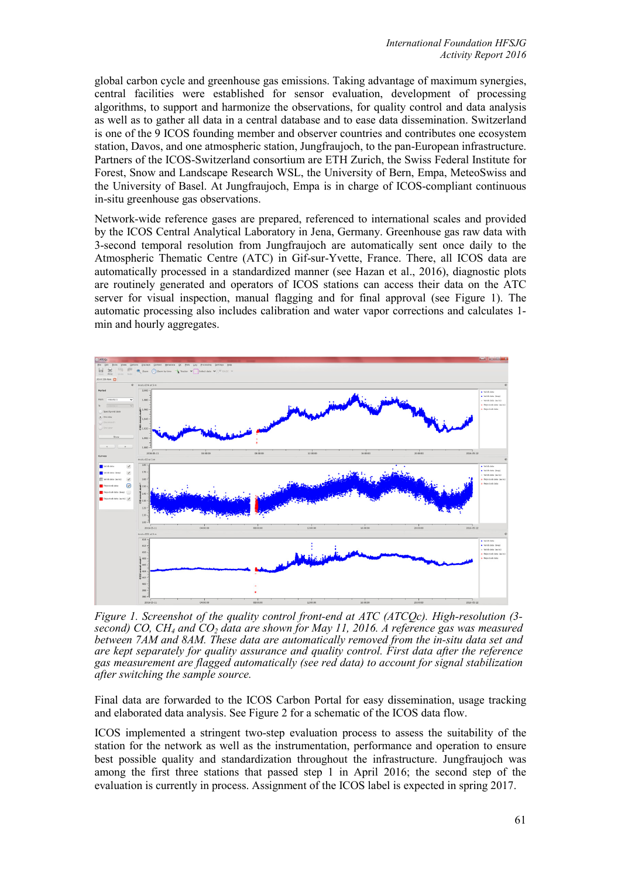global carbon cycle and greenhouse gas emissions. Taking advantage of maximum synergies, central facilities were established for sensor evaluation, development of processing algorithms, to support and harmonize the observations, for quality control and data analysis as well as to gather all data in a central database and to ease data dissemination. Switzerland is one of the 9 ICOS founding member and observer countries and contributes one ecosystem station, Davos, and one atmospheric station, Jungfraujoch, to the pan-European infrastructure. Partners of the ICOS-Switzerland consortium are ETH Zurich, the Swiss Federal Institute for Forest, Snow and Landscape Research WSL, the University of Bern, Empa, MeteoSwiss and the University of Basel. At Jungfraujoch, Empa is in charge of ICOS-compliant continuous in-situ greenhouse gas observations.

Network-wide reference gases are prepared, referenced to international scales and provided by the ICOS Central Analytical Laboratory in Jena, Germany. Greenhouse gas raw data with 3-second temporal resolution from Jungfraujoch are automatically sent once daily to the Atmospheric Thematic Centre (ATC) in Gif-sur-Yvette, France. There, all ICOS data are automatically processed in a standardized manner (see Hazan et al., 2016), diagnostic plots are routinely generated and operators of ICOS stations can access their data on the ATC server for visual inspection, manual flagging and for final approval (see Figure 1). The automatic processing also includes calibration and water vapor corrections and calculates 1-min and hourly aggregates.

*Figure 1. Screenshot of the quality control front-end at ATC (ATCQc). High-resolution (3-second) CO, $CH_4$ and $CO_2$ data are shown for May 11, 2016. A reference gas was measured between 7AM and 8AM. These data are automatically removed from the in-situ data set and are kept separately for quality assurance and quality control. First data after the reference gas measurement are flagged automatically (see red data) to account for signal stabilization after switching the sample source.*

Final data are forwarded to the ICOS Carbon Portal for easy dissemination, usage tracking and elaborated data analysis. See Figure 2 for a schematic of the ICOS data flow.

ICOS implemented a stringent two-step evaluation process to assess the suitability of the station for the network as well as the instrumentation, performance and operation to ensure best possible quality and standardization throughout the infrastructure. Jungfraujoch was among the first three stations that passed step 1 in April 2016; the second step of the evaluation is currently in process. Assignment of the ICOS label is expected in spring 2017.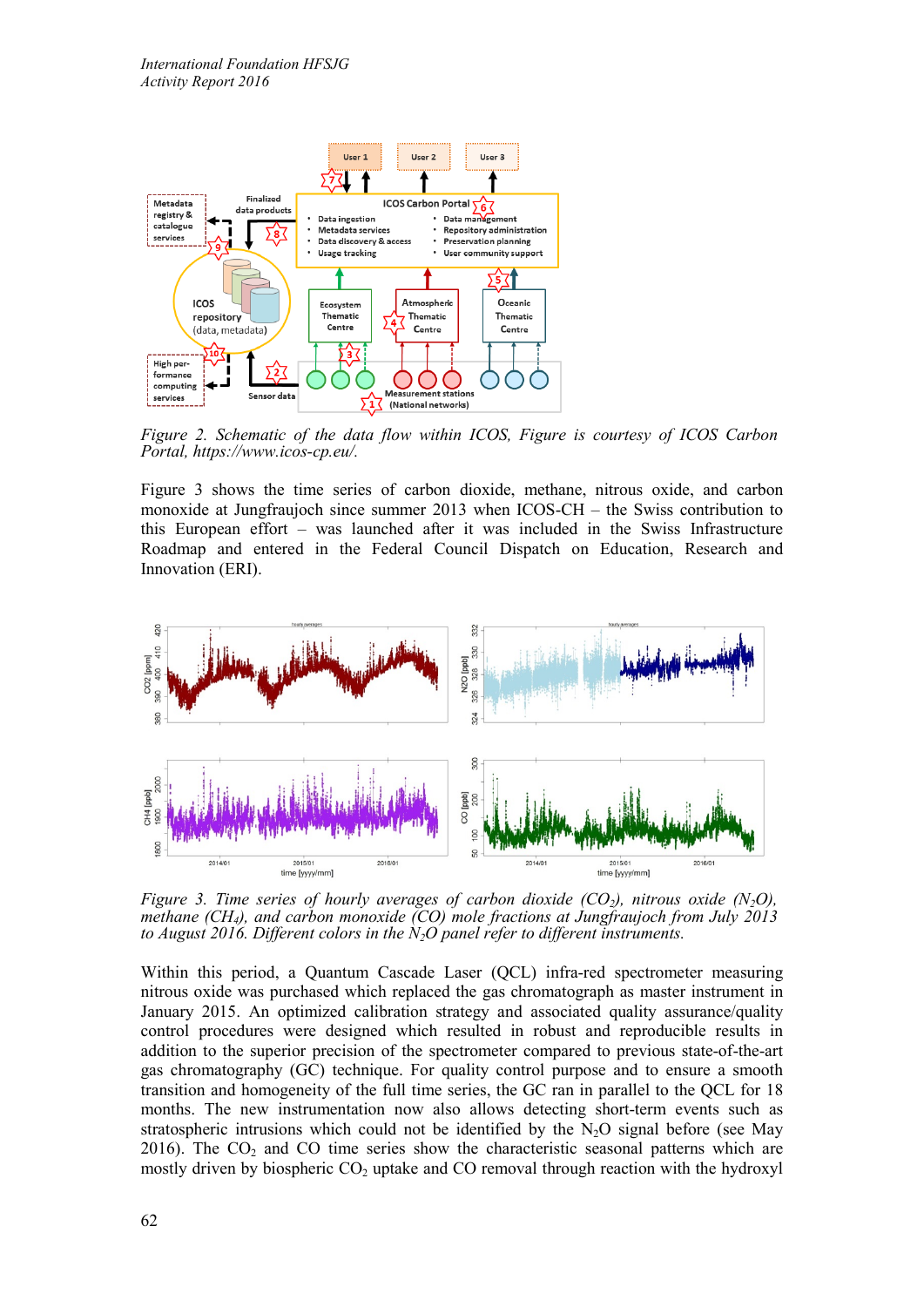*Figure 2. Schematic of the data flow within ICOS, Figure is courtesy of ICOS Carbon Portal, https://www.icos-cp.eu/.*

Figure 3 shows the time series of carbon dioxide, methane, nitrous oxide, and carbon monoxide at Jungfraujoch since summer 2013 when ICOS-CH – the Swiss contribution to this European effort – was launched after it was included in the Swiss Infrastructure Roadmap and entered in the Federal Council Dispatch on Education, Research and Innovation (ERI).

*Figure 3. Time series of hourly averages of carbon dioxide ($CO_2$), nitrous oxide ($N_2O$), methane ($CH_4$), and carbon monoxide (CO) mole fractions at Jungfraujoch from July 2013 to August 2016. Different colors in the $N_2O$ panel refer to different instruments.*

Within this period, a Quantum Cascade Laser (QCL) infra-red spectrometer measuring nitrous oxide was purchased which replaced the gas chromatograph as master instrument in January 2015. An optimized calibration strategy and associated quality assurance/quality control procedures were designed which resulted in robust and reproducible results in addition to the superior precision of the spectrometer compared to previous state-of-the-art gas chromatography (GC) technique. For quality control purpose and to ensure a smooth transition and homogeneity of the full time series, the GC ran in parallel to the QCL for 18 months. The new instrumentation now also allows detecting short-term events such as stratospheric intrusions which could not be identified by the $N_2O$ signal before (see May 2016). The $CO_2$ and CO time series show the characteristic seasonal patterns which are mostly driven by biospheric $CO_2$ uptake and CO removal through reaction with the hydroxyl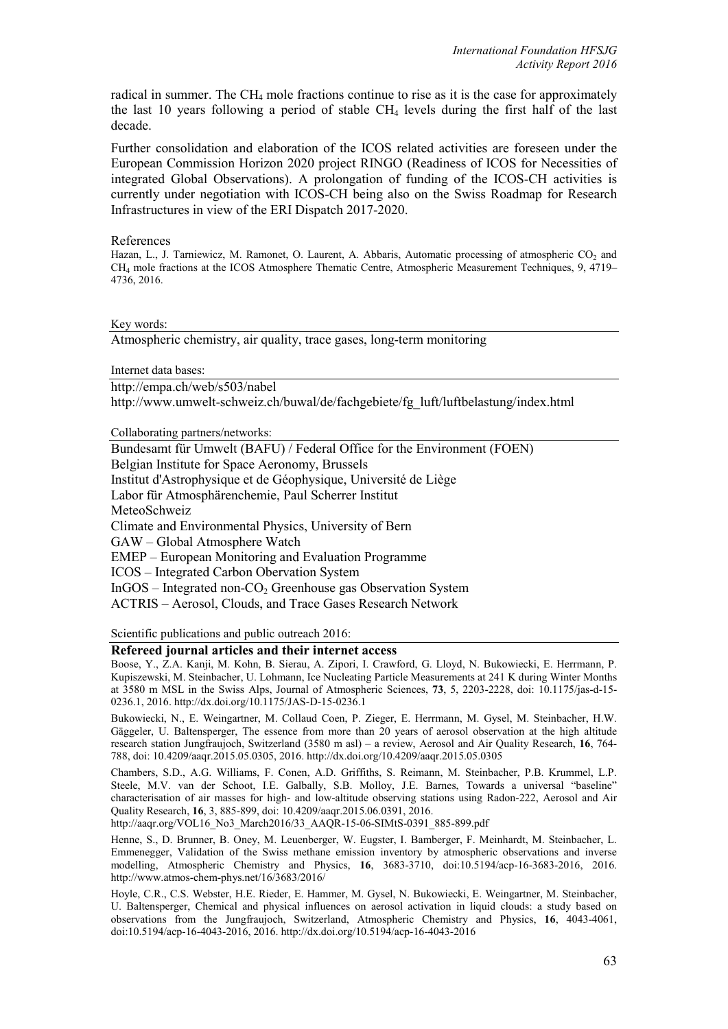radical in summer. The $CH_4$ mole fractions continue to rise as it is the case for approximately the last 10 years following a period of stable $CH_4$ levels during the first half of the last decade.

Further consolidation and elaboration of the ICOS related activities are foreseen under the European Commission Horizon 2020 project RINGO (Readiness of ICOS for Necessities of integrated Global Observations). A prolongation of funding of the ICOS-CH activities is currently under negotiation with ICOS-CH being also on the Swiss Roadmap for Research Infrastructures in view of the ERI Dispatch 2017-2020.

References

Hazan, L., J. Tarniewicz, M. Ramonet, O. Laurent, A. Abbaris, Automatic processing of atmospheric $CO_2$ and $CH_4$ mole fractions at the ICOS Atmosphere Thematic Centre, Atmospheric Measurement Techniques, 9, 4719–4736, 2016.

Key words:

Atmospheric chemistry, air quality, trace gases, long-term monitoring

Internet data bases:

http://empa.ch/web/s503/nabel
http://www.umwelt-schweiz.ch/buwal/de/fachgebiete/fg_luft/luftbelastung/index.html

Collaborating partners/networks:

Bundesamt für Umwelt (BAFU) / Federal Office for the Environment (FOEN)
Belgian Institute for Space Aeronomy, Brussels
Institut d'Astrophysique et de Géophysique, Université de Liège
Labor für Atmosphärenchemie, Paul Scherrer Institut
MeteoSchweiz
Climate and Environmental Physics, University of Bern
GAW – Global Atmosphere Watch
EMEP – European Monitoring and Evaluation Programme
ICOS – Integrated Carbon Obervation System
InGOS – Integrated non-$CO_2$ Greenhouse gas Observation System
ACTRIS – Aerosol, Clouds, and Trace Gases Research Network

Scientific publications and public outreach 2016:

**Refereed journal articles and their internet access**

Boose, Y., Z.A. Kanji, M. Kohn, B. Sierau, A. Zipori, I. Crawford, G. Lloyd, N. Bukowiecki, E. Herrmann, P. Kupiszewski, M. Steinbacher, U. Lohmann, Ice Nucleating Particle Measurements at 241 K during Winter Months at 3580 m MSL in the Swiss Alps, Journal of Atmospheric Sciences, **73**, 5, 2203-2228, doi: 10.1175/jas-d-15-0236.1, 2016. http://dx.doi.org/10.1175/JAS-D-15-0236.1

Bukowiecki, N., E. Weingartner, M. Collaud Coen, P. Zieger, E. Herrmann, M. Gysel, M. Steinbacher, H.W. Gäggeler, U. Baltensperger, The essence from more than 20 years of aerosol observation at the high altitude research station Jungfraujoch, Switzerland (3580 m asl) – a review, Aerosol and Air Quality Research, **16**, 764-788, doi: 10.4209/aaqr.2015.05.0305, 2016. http://dx.doi.org/10.4209/aaqr.2015.05.0305

Chambers, S.D., A.G. Williams, F. Conen, A.D. Griffiths, S. Reimann, M. Steinbacher, P.B. Krummel, L.P. Steele, M.V. van der Schoot, I.E. Galbally, S.B. Molloy, J.E. Barnes, Towards a universal "baseline" characterisation of air masses for high- and low-altitude observing stations using Radon-222, Aerosol and Air Quality Research, **16**, 3, 885-899, doi: 10.4209/aaqr.2015.06.0391, 2016.
http://aaqr.org/VOL16_No3_March2016/33_AAQR-15-06-SIMtS-0391_885-899.pdf

Henne, S., D. Brunner, B. Oney, M. Leuenberger, W. Eugster, I. Bamberger, F. Meinhardt, M. Steinbacher, L. Emmenegger, Validation of the Swiss methane emission inventory by atmospheric observations and inverse modelling, Atmospheric Chemistry and Physics, **16**, 3683-3710, doi:10.5194/acp-16-3683-2016, 2016. http://www.atmos-chem-phys.net/16/3683/2016/

Hoyle, C.R., C.S. Webster, H.E. Rieder, E. Hammer, M. Gysel, N. Bukowiecki, E. Weingartner, M. Steinbacher, U. Baltensperger, Chemical and physical influences on aerosol activation in liquid clouds: a study based on observations from the Jungfraujoch, Switzerland, Atmospheric Chemistry and Physics, **16**, 4043-4061, doi:10.5194/acp-16-4043-2016, 2016. http://dx.doi.org/10.5194/acp-16-4043-2016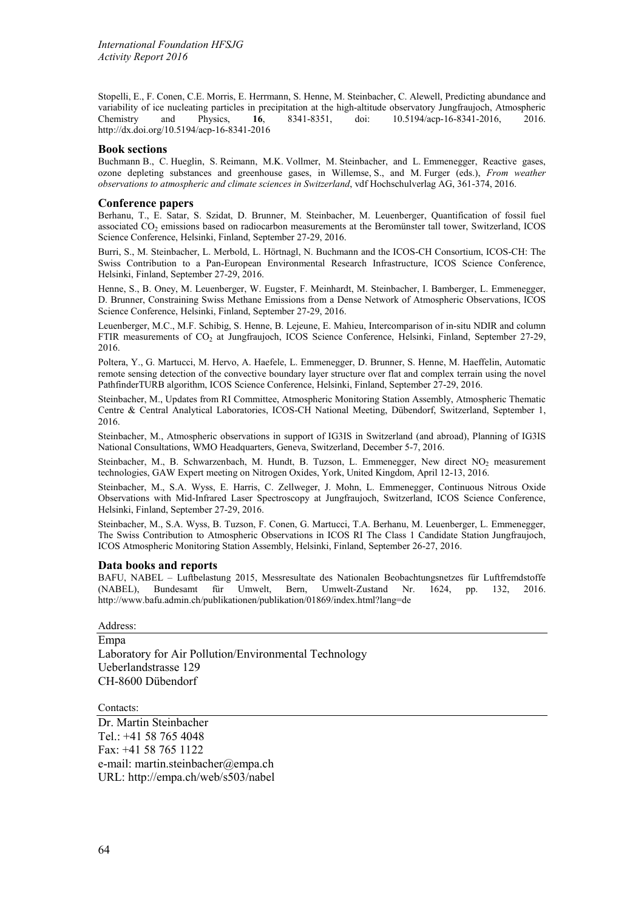Stopelli, E., F. Conen, C.E. Morris, E. Herrmann, S. Henne, M. Steinbacher, C. Alewell, Predicting abundance and variability of ice nucleating particles in precipitation at the high-altitude observatory Jungfraujoch, Atmospheric Chemistry and Physics, **16**, 8341-8351, doi: 10.5194/acp-16-8341-2016, 2016. http://dx.doi.org/10.5194/acp-16-8341-2016

### Book sections

Buchmann B., C. Hueglin, S. Reimann, M.K. Vollmer, M. Steinbacher, and L. Emmenegger, Reactive gases, ozone depleting substances and greenhouse gases, in Willemse, S., and M. Furger (eds.), *From weather observations to atmospheric and climate sciences in Switzerland*, vdf Hochschulverlag AG, 361-374, 2016.

### Conference papers

Berhanu, T., E. Satar, S. Szidat, D. Brunner, M. Steinbacher, M. Leuenberger, Quantification of fossil fuel associated $CO_2$ emissions based on radiocarbon measurements at the Beromünster tall tower, Switzerland, ICOS Science Conference, Helsinki, Finland, September 27-29, 2016.

Burri, S., M. Steinbacher, L. Merbold, L. Hörtnagl, N. Buchmann and the ICOS-CH Consortium, ICOS-CH: The Swiss Contribution to a Pan-European Environmental Research Infrastructure, ICOS Science Conference, Helsinki, Finland, September 27-29, 2016.

Henne, S., B. Oney, M. Leuenberger, W. Eugster, F. Meinhardt, M. Steinbacher, I. Bamberger, L. Emmenegger, D. Brunner, Constraining Swiss Methane Emissions from a Dense Network of Atmospheric Observations, ICOS Science Conference, Helsinki, Finland, September 27-29, 2016.

Leuenberger, M.C., M.F. Schibig, S. Henne, B. Lejeune, E. Mahieu, Intercomparison of in-situ NDIR and column FTIR measurements of $CO_2$ at Jungfraujoch, ICOS Science Conference, Helsinki, Finland, September 27-29, 2016.

Poltera, Y., G. Martucci, M. Hervo, A. Haefele, L. Emmenegger, D. Brunner, S. Henne, M. Haeffelin, Automatic remote sensing detection of the convective boundary layer structure over flat and complex terrain using the novel PathfinderTURB algorithm, ICOS Science Conference, Helsinki, Finland, September 27-29, 2016.

Steinbacher, M., Updates from RI Committee, Atmospheric Monitoring Station Assembly, Atmospheric Thematic Centre & Central Analytical Laboratories, ICOS-CH National Meeting, Dübendorf, Switzerland, September 1, 2016.

Steinbacher, M., Atmospheric observations in support of IG3IS in Switzerland (and abroad), Planning of IG3IS National Consultations, WMO Headquarters, Geneva, Switzerland, December 5-7, 2016.

Steinbacher, M., B. Schwarzenbach, M. Hundt, B. Tuzson, L. Emmenegger, New direct $NO_2$ measurement technologies, GAW Expert meeting on Nitrogen Oxides, York, United Kingdom, April 12-13, 2016.

Steinbacher, M., S.A. Wyss, E. Harris, C. Zellweger, J. Mohn, L. Emmenegger, Continuous Nitrous Oxide Observations with Mid-Infrared Laser Spectroscopy at Jungfraujoch, Switzerland, ICOS Science Conference, Helsinki, Finland, September 27-29, 2016.

Steinbacher, M., S.A. Wyss, B. Tuzson, F. Conen, G. Martucci, T.A. Berhanu, M. Leuenberger, L. Emmenegger, The Swiss Contribution to Atmospheric Observations in ICOS RI The Class 1 Candidate Station Jungfraujoch, ICOS Atmospheric Monitoring Station Assembly, Helsinki, Finland, September 26-27, 2016.

### Data books and reports

BAFU, NABEL – Luftbelastung 2015, Messresultate des Nationalen Beobachtungsnetzes für Luftfremdstoffe (NABEL), Bundesamt für Umwelt, Bern, Umwelt-Zustand Nr. 1624, pp. 132, 2016. http://www.bafu.admin.ch/publikationen/publikation/01869/index.html?lang=de

Address:

Empa
Laboratory for Air Pollution/Environmental Technology
Ueberlandstrasse 129
CH-8600 Dübendorf

Contacts:

Dr. Martin Steinbacher
Tel.: +41 58 765 4048
Fax: +41 58 765 1122
e-mail: martin.steinbacher@empa.ch
URL: http://empa.ch/web/s503/nabel